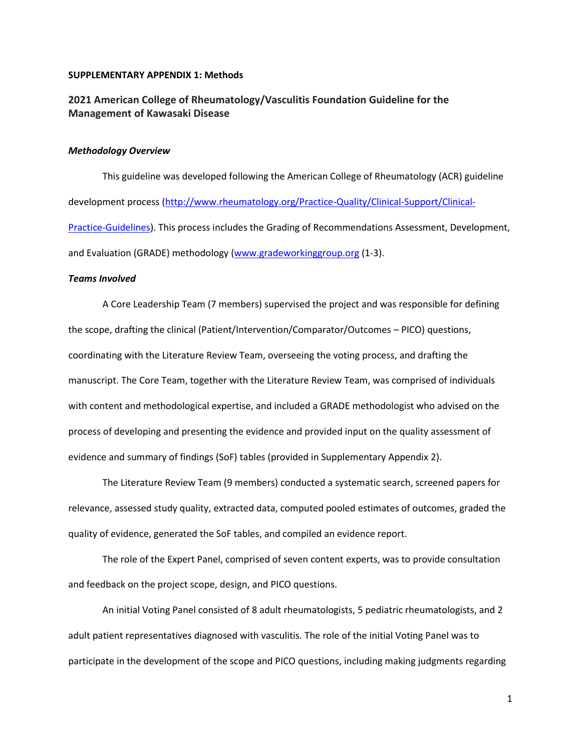**SUPPLEMENTARY APPENDIX 1: Methods**

## 2021 American College of Rheumatology/Vasculitis Foundation Guideline for the Management of Kawasaki Disease

### *Methodology Overview*

This guideline was developed following the American College of Rheumatology (ACR) guideline development process (http://www.rheumatology.org/Practice-Quality/Clinical-Support/Clinical-Practice-Guidelines). This process includes the Grading of Recommendations Assessment, Development, and Evaluation (GRADE) methodology (www.gradeworkinggroup.org (1-3).

### *Teams Involved*

A Core Leadership Team (7 members) supervised the project and was responsible for defining the scope, drafting the clinical (Patient/Intervention/Comparator/Outcomes – PICO) questions, coordinating with the Literature Review Team, overseeing the voting process, and drafting the manuscript. The Core Team, together with the Literature Review Team, was comprised of individuals with content and methodological expertise, and included a GRADE methodologist who advised on the process of developing and presenting the evidence and provided input on the quality assessment of evidence and summary of findings (SoF) tables (provided in Supplementary Appendix 2).

The Literature Review Team (9 members) conducted a systematic search, screened papers for relevance, assessed study quality, extracted data, computed pooled estimates of outcomes, graded the quality of evidence, generated the SoF tables, and compiled an evidence report.

The role of the Expert Panel, comprised of seven content experts, was to provide consultation and feedback on the project scope, design, and PICO questions.

An initial Voting Panel consisted of 8 adult rheumatologists, 5 pediatric rheumatologists, and 2 adult patient representatives diagnosed with vasculitis. The role of the initial Voting Panel was to participate in the development of the scope and PICO questions, including making judgments regarding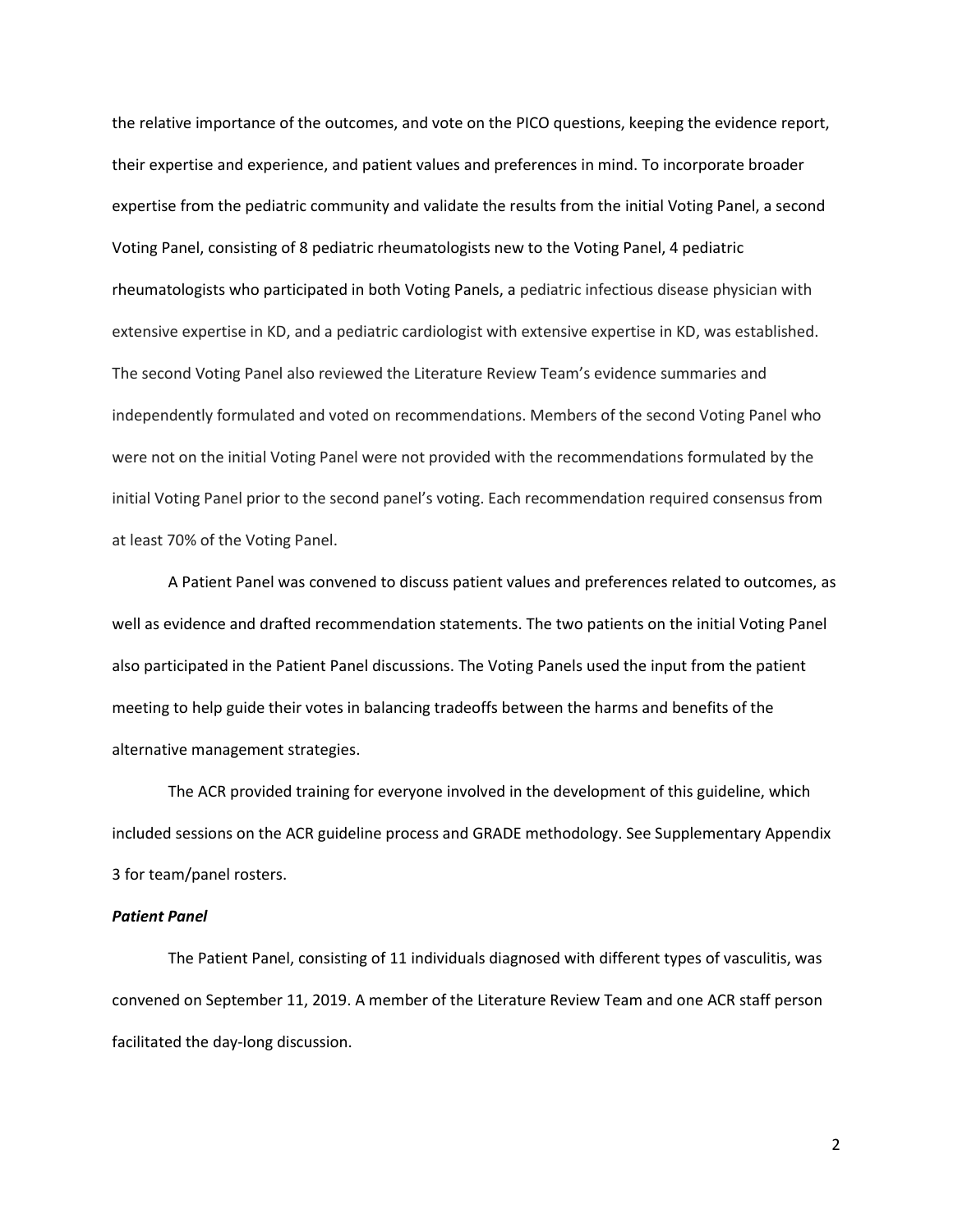the relative importance of the outcomes, and vote on the PICO questions, keeping the evidence report, their expertise and experience, and patient values and preferences in mind. To incorporate broader expertise from the pediatric community and validate the results from the initial Voting Panel, a second Voting Panel, consisting of 8 pediatric rheumatologists new to the Voting Panel, 4 pediatric rheumatologists who participated in both Voting Panels, a pediatric infectious disease physician with extensive expertise in KD, and a pediatric cardiologist with extensive expertise in KD, was established. The second Voting Panel also reviewed the Literature Review Team's evidence summaries and independently formulated and voted on recommendations. Members of the second Voting Panel who were not on the initial Voting Panel were not provided with the recommendations formulated by the initial Voting Panel prior to the second panel's voting. Each recommendation required consensus from at least 70% of the Voting Panel.

A Patient Panel was convened to discuss patient values and preferences related to outcomes, as well as evidence and drafted recommendation statements. The two patients on the initial Voting Panel also participated in the Patient Panel discussions. The Voting Panels used the input from the patient meeting to help guide their votes in balancing tradeoffs between the harms and benefits of the alternative management strategies.

The ACR provided training for everyone involved in the development of this guideline, which included sessions on the ACR guideline process and GRADE methodology. See Supplementary Appendix 3 for team/panel rosters.

***Patient Panel***

The Patient Panel, consisting of 11 individuals diagnosed with different types of vasculitis, was convened on September 11, 2019. A member of the Literature Review Team and one ACR staff person facilitated the day-long discussion.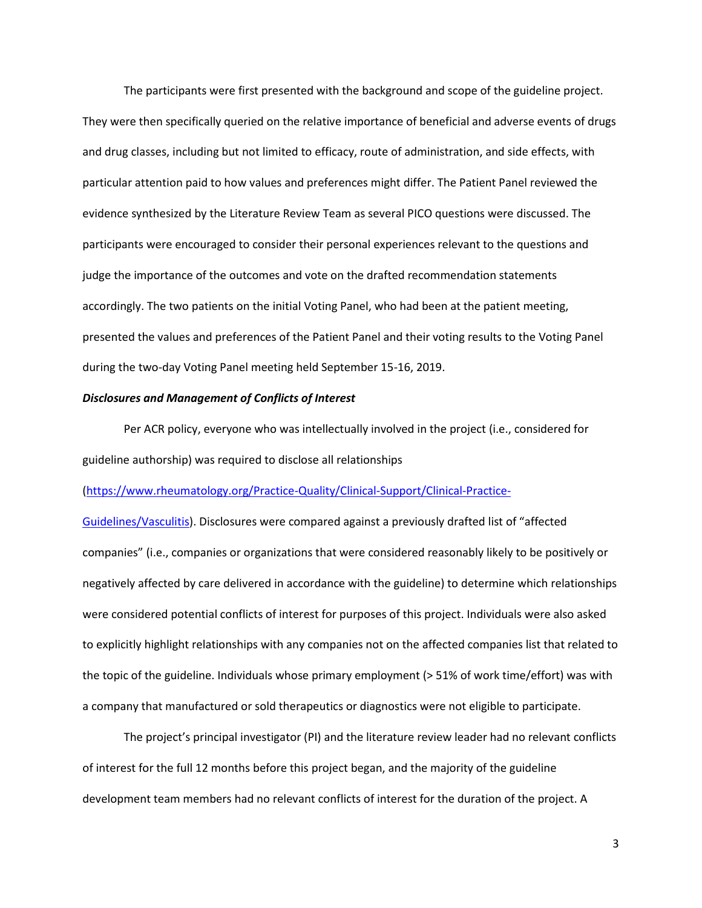The participants were first presented with the background and scope of the guideline project. They were then specifically queried on the relative importance of beneficial and adverse events of drugs and drug classes, including but not limited to efficacy, route of administration, and side effects, with particular attention paid to how values and preferences might differ. The Patient Panel reviewed the evidence synthesized by the Literature Review Team as several PICO questions were discussed. The participants were encouraged to consider their personal experiences relevant to the questions and judge the importance of the outcomes and vote on the drafted recommendation statements accordingly. The two patients on the initial Voting Panel, who had been at the patient meeting, presented the values and preferences of the Patient Panel and their voting results to the Voting Panel during the two-day Voting Panel meeting held September 15-16, 2019.

***Disclosures and Management of Conflicts of Interest***

Per ACR policy, everyone who was intellectually involved in the project (i.e., considered for guideline authorship) was required to disclose all relationships ([https://www.rheumatology.org/Practice-Quality/Clinical-Support/Clinical-Practice-Guidelines/Vasculitis](https://www.rheumatology.org/Practice-Quality/Clinical-Support/Clinical-Practice-Guidelines/Vasculitis)). Disclosures were compared against a previously drafted list of "affected companies" (i.e., companies or organizations that were considered reasonably likely to be positively or negatively affected by care delivered in accordance with the guideline) to determine which relationships were considered potential conflicts of interest for purposes of this project. Individuals were also asked to explicitly highlight relationships with any companies not on the affected companies list that related to the topic of the guideline. Individuals whose primary employment (> 51% of work time/effort) was with a company that manufactured or sold therapeutics or diagnostics were not eligible to participate.

The project's principal investigator (PI) and the literature review leader had no relevant conflicts of interest for the full 12 months before this project began, and the majority of the guideline development team members had no relevant conflicts of interest for the duration of the project. A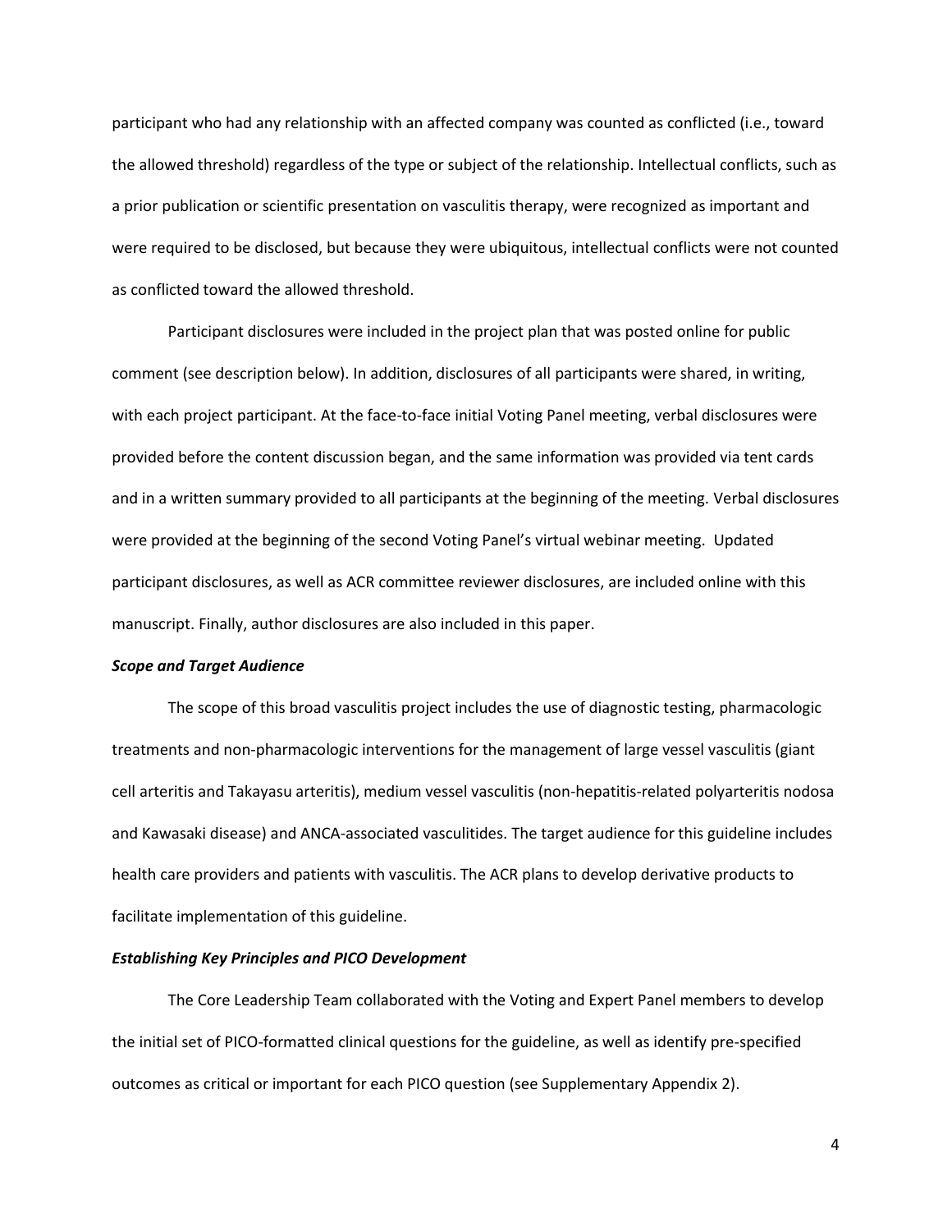participant who had any relationship with an affected company was counted as conflicted (i.e., toward the allowed threshold) regardless of the type or subject of the relationship. Intellectual conflicts, such as a prior publication or scientific presentation on vasculitis therapy, were recognized as important and were required to be disclosed, but because they were ubiquitous, intellectual conflicts were not counted as conflicted toward the allowed threshold.

Participant disclosures were included in the project plan that was posted online for public comment (see description below). In addition, disclosures of all participants were shared, in writing, with each project participant. At the face-to-face initial Voting Panel meeting, verbal disclosures were provided before the content discussion began, and the same information was provided via tent cards and in a written summary provided to all participants at the beginning of the meeting. Verbal disclosures were provided at the beginning of the second Voting Panel's virtual webinar meeting. Updated participant disclosures, as well as ACR committee reviewer disclosures, are included online with this manuscript. Finally, author disclosures are also included in this paper.

***Scope and Target Audience***

The scope of this broad vasculitis project includes the use of diagnostic testing, pharmacologic treatments and non-pharmacologic interventions for the management of large vessel vasculitis (giant cell arteritis and Takayasu arteritis), medium vessel vasculitis (non-hepatitis-related polyarteritis nodosa and Kawasaki disease) and ANCA-associated vasculitides. The target audience for this guideline includes health care providers and patients with vasculitis. The ACR plans to develop derivative products to facilitate implementation of this guideline.

***Establishing Key Principles and PICO Development***

The Core Leadership Team collaborated with the Voting and Expert Panel members to develop the initial set of PICO-formatted clinical questions for the guideline, as well as identify pre-specified outcomes as critical or important for each PICO question (see Supplementary Appendix 2).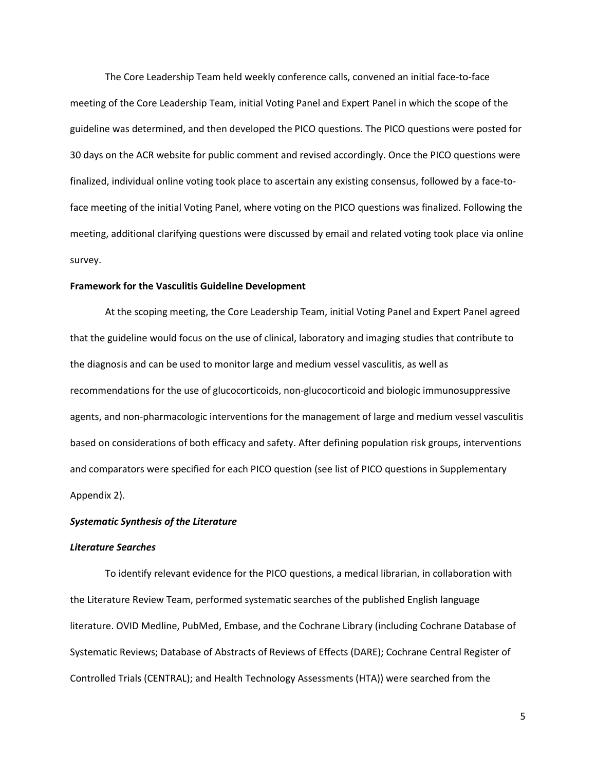The Core Leadership Team held weekly conference calls, convened an initial face-to-face meeting of the Core Leadership Team, initial Voting Panel and Expert Panel in which the scope of the guideline was determined, and then developed the PICO questions. The PICO questions were posted for 30 days on the ACR website for public comment and revised accordingly. Once the PICO questions were finalized, individual online voting took place to ascertain any existing consensus, followed by a face-to-face meeting of the initial Voting Panel, where voting on the PICO questions was finalized. Following the meeting, additional clarifying questions were discussed by email and related voting took place via online survey.

**Framework for the Vasculitis Guideline Development**

At the scoping meeting, the Core Leadership Team, initial Voting Panel and Expert Panel agreed that the guideline would focus on the use of clinical, laboratory and imaging studies that contribute to the diagnosis and can be used to monitor large and medium vessel vasculitis, as well as recommendations for the use of glucocorticoids, non-glucocorticoid and biologic immunosuppressive agents, and non-pharmacologic interventions for the management of large and medium vessel vasculitis based on considerations of both efficacy and safety. After defining population risk groups, interventions and comparators were specified for each PICO question (see list of PICO questions in Supplementary Appendix 2).

***Systematic Synthesis of the Literature***

***Literature Searches***

To identify relevant evidence for the PICO questions, a medical librarian, in collaboration with the Literature Review Team, performed systematic searches of the published English language literature. OVID Medline, PubMed, Embase, and the Cochrane Library (including Cochrane Database of Systematic Reviews; Database of Abstracts of Reviews of Effects (DARE); Cochrane Central Register of Controlled Trials (CENTRAL); and Health Technology Assessments (HTA)) were searched from the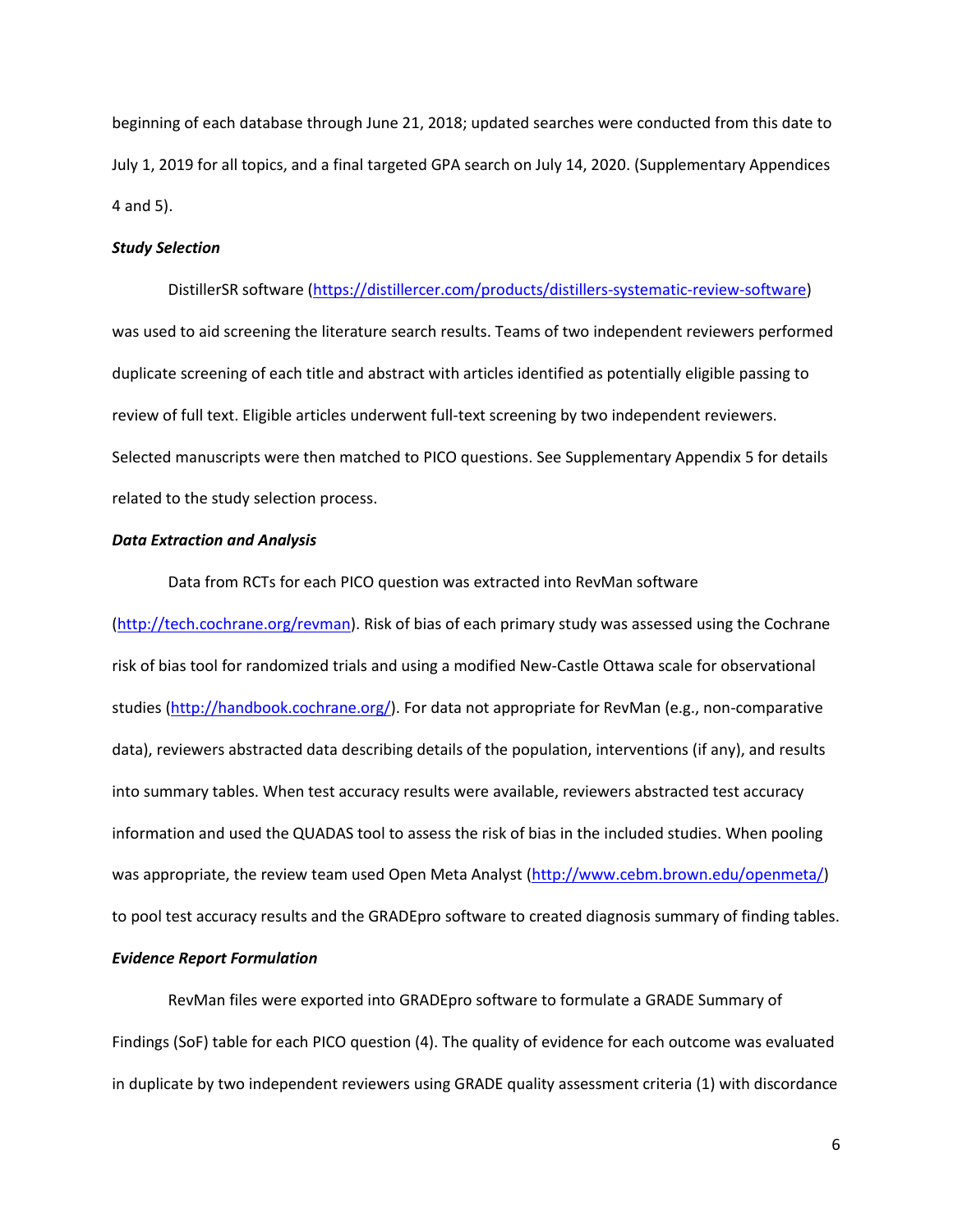beginning of each database through June 21, 2018; updated searches were conducted from this date to July 1, 2019 for all topics, and a final targeted GPA search on July 14, 2020. (Supplementary Appendices 4 and 5).

***Study Selection***

DistillerSR software (https://distillercer.com/products/distillers-systematic-review-software) was used to aid screening the literature search results. Teams of two independent reviewers performed duplicate screening of each title and abstract with articles identified as potentially eligible passing to review of full text. Eligible articles underwent full-text screening by two independent reviewers. Selected manuscripts were then matched to PICO questions. See Supplementary Appendix 5 for details related to the study selection process.

***Data Extraction and Analysis***

Data from RCTs for each PICO question was extracted into RevMan software (http://tech.cochrane.org/revman). Risk of bias of each primary study was assessed using the Cochrane risk of bias tool for randomized trials and using a modified New-Castle Ottawa scale for observational studies (http://handbook.cochrane.org/). For data not appropriate for RevMan (e.g., non-comparative data), reviewers abstracted data describing details of the population, interventions (if any), and results into summary tables. When test accuracy results were available, reviewers abstracted test accuracy information and used the QUADAS tool to assess the risk of bias in the included studies. When pooling was appropriate, the review team used Open Meta Analyst (http://www.cebm.brown.edu/openmeta/) to pool test accuracy results and the GRADEpro software to created diagnosis summary of finding tables.

***Evidence Report Formulation***

RevMan files were exported into GRADEpro software to formulate a GRADE Summary of Findings (SoF) table for each PICO question (4). The quality of evidence for each outcome was evaluated in duplicate by two independent reviewers using GRADE quality assessment criteria (1) with discordance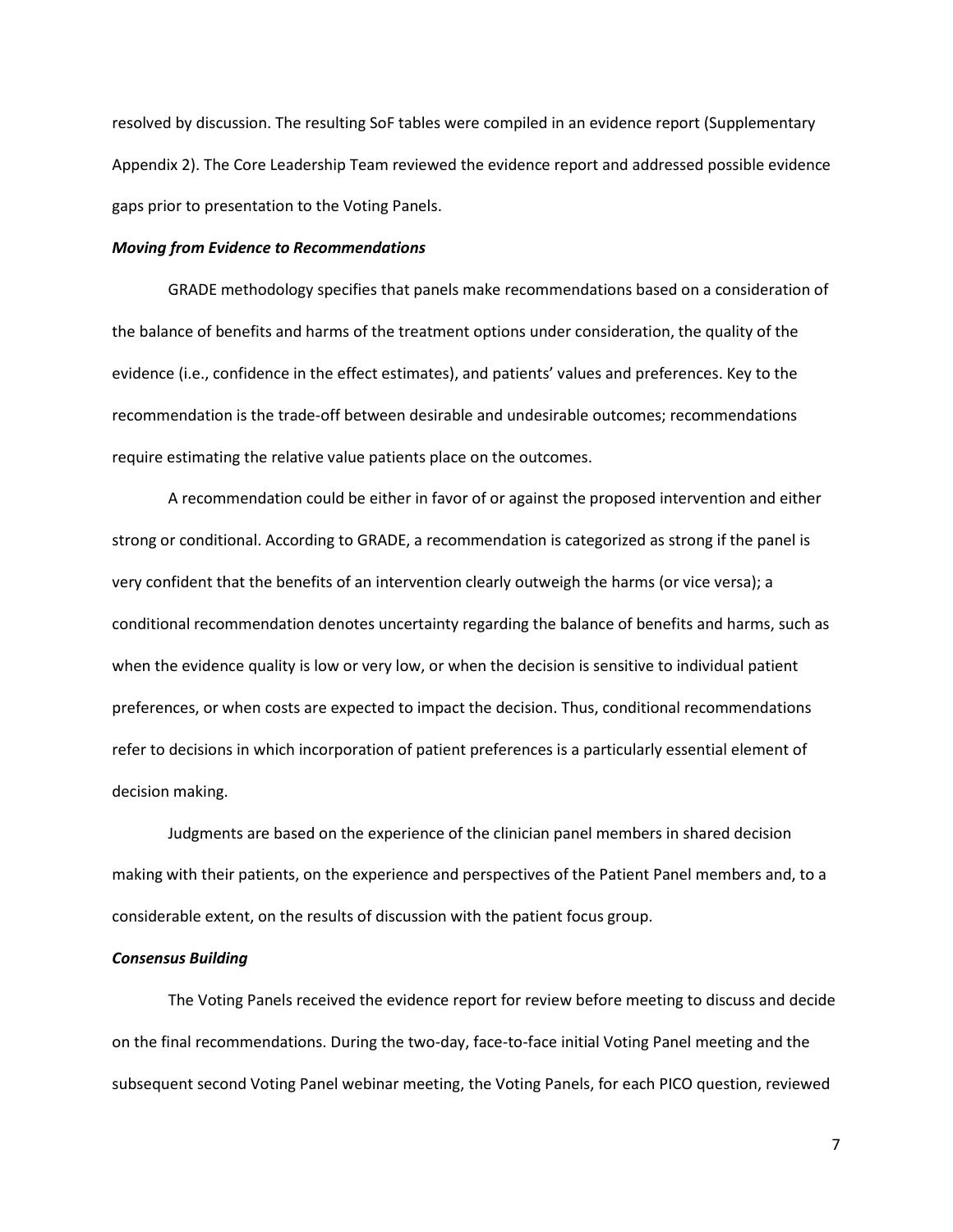resolved by discussion. The resulting SoF tables were compiled in an evidence report (Supplementary Appendix 2). The Core Leadership Team reviewed the evidence report and addressed possible evidence gaps prior to presentation to the Voting Panels.

***Moving from Evidence to Recommendations***

GRADE methodology specifies that panels make recommendations based on a consideration of the balance of benefits and harms of the treatment options under consideration, the quality of the evidence (i.e., confidence in the effect estimates), and patients' values and preferences. Key to the recommendation is the trade-off between desirable and undesirable outcomes; recommendations require estimating the relative value patients place on the outcomes.

A recommendation could be either in favor of or against the proposed intervention and either strong or conditional. According to GRADE, a recommendation is categorized as strong if the panel is very confident that the benefits of an intervention clearly outweigh the harms (or vice versa); a conditional recommendation denotes uncertainty regarding the balance of benefits and harms, such as when the evidence quality is low or very low, or when the decision is sensitive to individual patient preferences, or when costs are expected to impact the decision. Thus, conditional recommendations refer to decisions in which incorporation of patient preferences is a particularly essential element of decision making.

Judgments are based on the experience of the clinician panel members in shared decision making with their patients, on the experience and perspectives of the Patient Panel members and, to a considerable extent, on the results of discussion with the patient focus group.

***Consensus Building***

The Voting Panels received the evidence report for review before meeting to discuss and decide on the final recommendations. During the two-day, face-to-face initial Voting Panel meeting and the subsequent second Voting Panel webinar meeting, the Voting Panels, for each PICO question, reviewed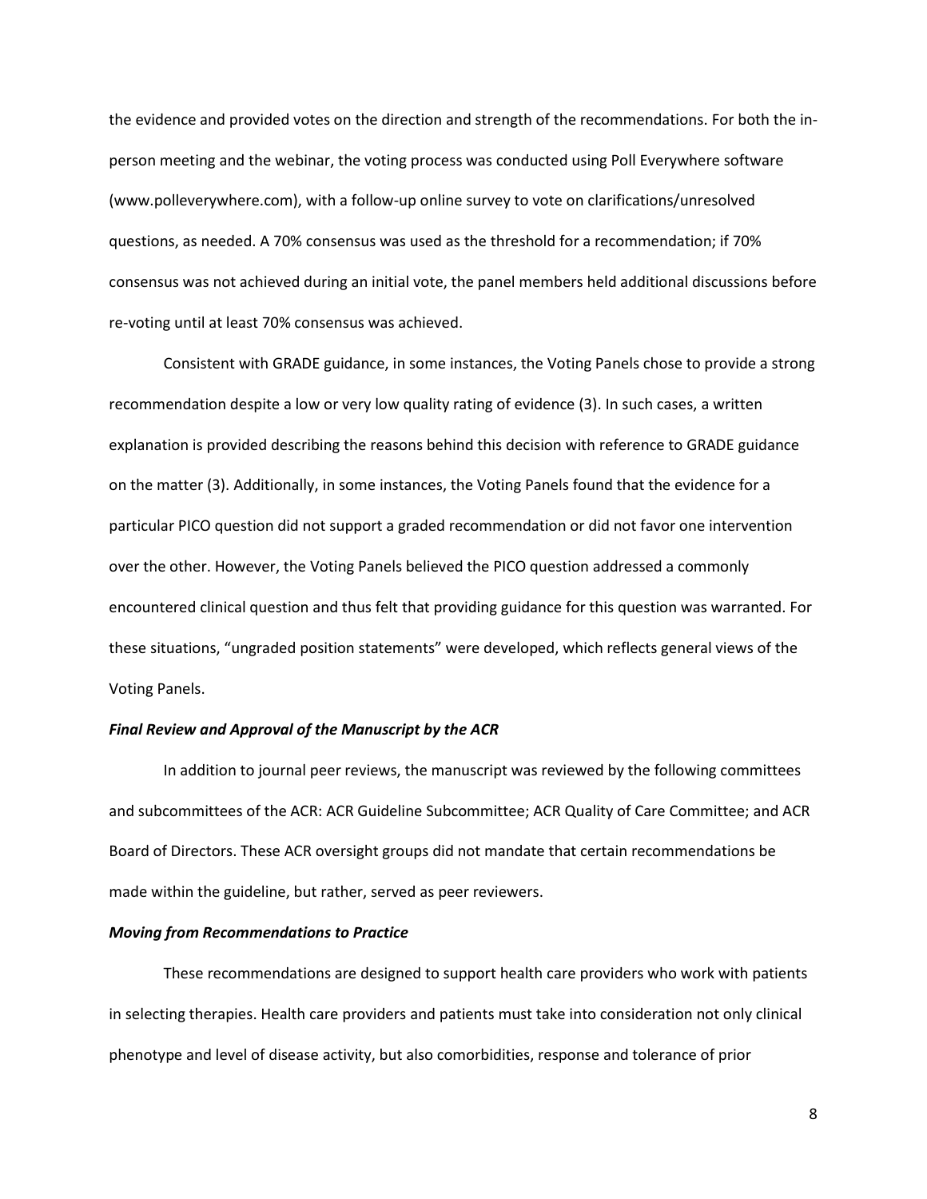the evidence and provided votes on the direction and strength of the recommendations. For both the in-person meeting and the webinar, the voting process was conducted using Poll Everywhere software (www.polleverywhere.com), with a follow-up online survey to vote on clarifications/unresolved questions, as needed. A 70% consensus was used as the threshold for a recommendation; if 70% consensus was not achieved during an initial vote, the panel members held additional discussions before re-voting until at least 70% consensus was achieved.

Consistent with GRADE guidance, in some instances, the Voting Panels chose to provide a strong recommendation despite a low or very low quality rating of evidence (3). In such cases, a written explanation is provided describing the reasons behind this decision with reference to GRADE guidance on the matter (3). Additionally, in some instances, the Voting Panels found that the evidence for a particular PICO question did not support a graded recommendation or did not favor one intervention over the other. However, the Voting Panels believed the PICO question addressed a commonly encountered clinical question and thus felt that providing guidance for this question was warranted. For these situations, "ungraded position statements" were developed, which reflects general views of the Voting Panels.

***Final Review and Approval of the Manuscript by the ACR***

In addition to journal peer reviews, the manuscript was reviewed by the following committees and subcommittees of the ACR: ACR Guideline Subcommittee; ACR Quality of Care Committee; and ACR Board of Directors. These ACR oversight groups did not mandate that certain recommendations be made within the guideline, but rather, served as peer reviewers.

***Moving from Recommendations to Practice***

These recommendations are designed to support health care providers who work with patients in selecting therapies. Health care providers and patients must take into consideration not only clinical phenotype and level of disease activity, but also comorbidities, response and tolerance of prior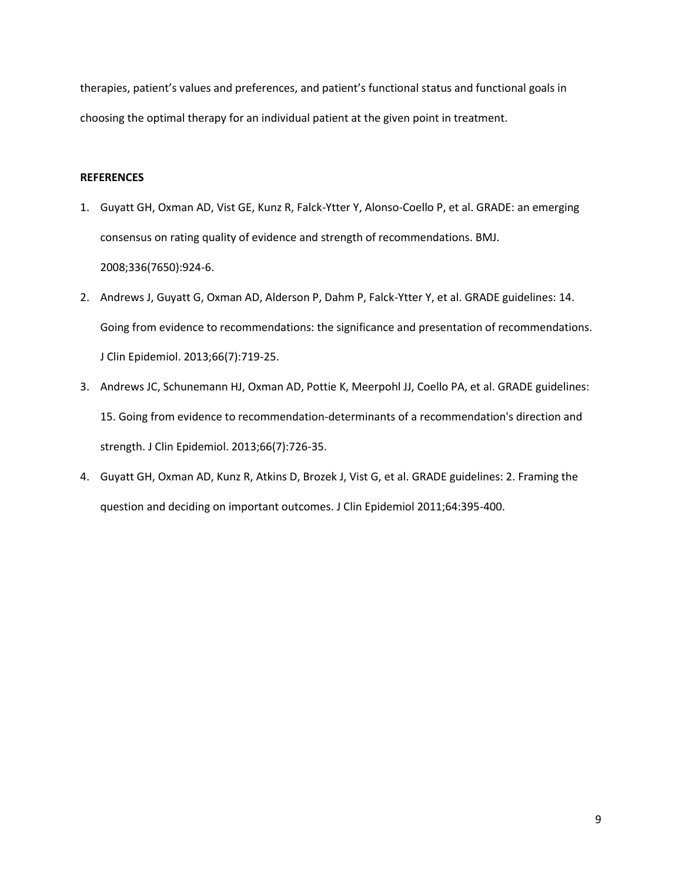therapies, patient's values and preferences, and patient's functional status and functional goals in choosing the optimal therapy for an individual patient at the given point in treatment.

## REFERENCES

1. Guyatt GH, Oxman AD, Vist GE, Kunz R, Falck-Ytter Y, Alonso-Coello P, et al. GRADE: an emerging consensus on rating quality of evidence and strength of recommendations. BMJ. 2008;336(7650):924-6.
2. Andrews J, Guyatt G, Oxman AD, Alderson P, Dahm P, Falck-Ytter Y, et al. GRADE guidelines: 14. Going from evidence to recommendations: the significance and presentation of recommendations. J Clin Epidemiol. 2013;66(7):719-25.
3. Andrews JC, Schunemann HJ, Oxman AD, Pottie K, Meerpohl JJ, Coello PA, et al. GRADE guidelines: 15. Going from evidence to recommendation-determinants of a recommendation's direction and strength. J Clin Epidemiol. 2013;66(7):726-35.
4. Guyatt GH, Oxman AD, Kunz R, Atkins D, Brozek J, Vist G, et al. GRADE guidelines: 2. Framing the question and deciding on important outcomes. J Clin Epidemiol 2011;64:395-400.